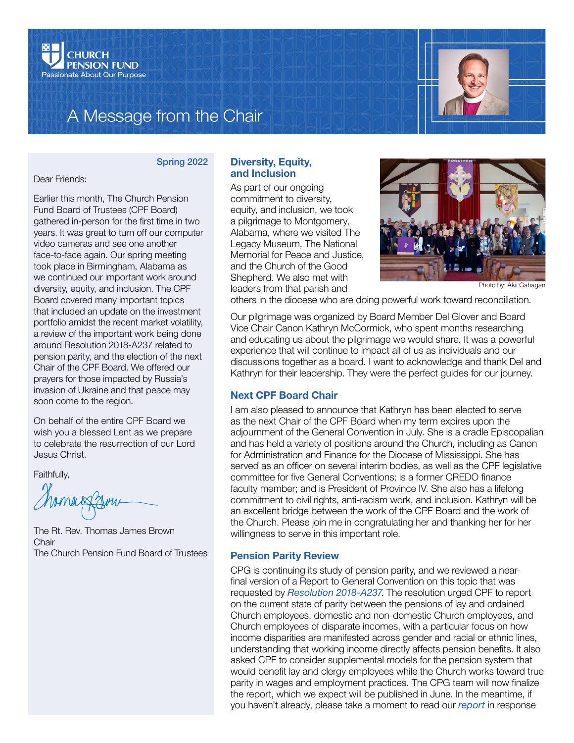CHURCH PENSION FUND
Passionate About Our Purpose

# A Message from the Chair

Spring 2022

Dear Friends:

Earlier this month, The Church Pension Fund Board of Trustees (CPF Board) gathered in-person for the first time in two years. It was great to turn off our computer video cameras and see one another face-to-face again. Our spring meeting took place in Birmingham, Alabama as we continued our important work around diversity, equity, and inclusion. The CPF Board covered many important topics that included an update on the investment portfolio amidst the recent market volatility, a review of the important work being done around Resolution 2018-A237 related to pension parity, and the election of the next Chair of the CPF Board. We offered our prayers for those impacted by Russia's invasion of Ukraine and that peace may soon come to the region.

On behalf of the entire CPF Board we wish you a blessed Lent as we prepare to celebrate the resurrection of our Lord Jesus Christ.

Faithfully,

The Rt. Rev. Thomas James Brown
Chair
The Church Pension Fund Board of Trustees

## Diversity, Equity, and Inclusion

As part of our ongoing commitment to diversity, equity, and inclusion, we took a pilgrimage to Montgomery, Alabama, where we visited The Legacy Museum, The National Memorial for Peace and Justice, and the Church of the Good Shepherd. We also met with leaders from that parish and others in the diocese who are doing powerful work toward reconciliation.

Photo by: Akii Gahagan

Our pilgrimage was organized by Board Member Del Glover and Board Vice Chair Canon Kathryn McCormick, who spent months researching and educating us about the pilgrimage we would share. It was a powerful experience that will continue to impact all of us as individuals and our discussions together as a board. I want to acknowledge and thank Del and Kathryn for their leadership. They were the perfect guides for our journey.

## Next CPF Board Chair

I am also pleased to announce that Kathryn has been elected to serve as the next Chair of the CPF Board when my term expires upon the adjournment of the General Convention in July. She is a cradle Episcopalian and has held a variety of positions around the Church, including as Canon for Administration and Finance for the Diocese of Mississippi. She has served as an officer on several interim bodies, as well as the CPF legislative committee for five General Conventions; is a former CREDO finance faculty member; and is President of Province IV. She also has a lifelong commitment to civil rights, anti-racism work, and inclusion. Kathryn will be an excellent bridge between the work of the CPF Board and the work of the Church. Please join me in congratulating her and thanking her for her willingness to serve in this important role.

## Pension Parity Review

CPG is continuing its study of pension parity, and we reviewed a near-final version of a Report to General Convention on this topic that was requested by *Resolution 2018-A237.* The resolution urged CPF to report on the current state of parity between the pensions of lay and ordained Church employees, domestic and non-domestic Church employees, and Church employees of disparate incomes, with a particular focus on how income disparities are manifested across gender and racial or ethnic lines, understanding that working income directly affects pension benefits. It also asked CPF to consider supplemental models for the pension system that would benefit lay and clergy employees while the Church works toward true parity in wages and employment practices. The CPG team will now finalize the report, which we expect will be published in June. In the meantime, if you haven't already, please take a moment to read our *report* in response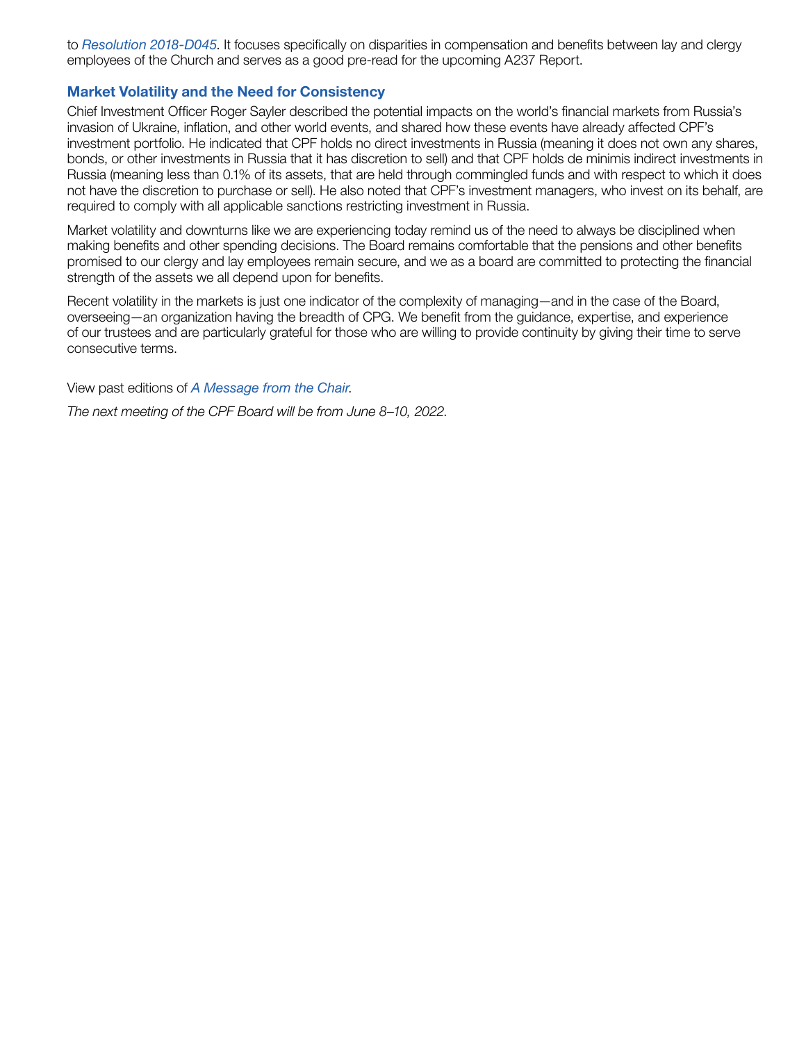to *Resolution 2018-D045*. It focuses specifically on disparities in compensation and benefits between lay and clergy employees of the Church and serves as a good pre-read for the upcoming A237 Report.

### Market Volatility and the Need for Consistency

Chief Investment Officer Roger Sayler described the potential impacts on the world's financial markets from Russia's invasion of Ukraine, inflation, and other world events, and shared how these events have already affected CPF's investment portfolio. He indicated that CPF holds no direct investments in Russia (meaning it does not own any shares, bonds, or other investments in Russia that it has discretion to sell) and that CPF holds de minimis indirect investments in Russia (meaning less than 0.1% of its assets, that are held through commingled funds and with respect to which it does not have the discretion to purchase or sell). He also noted that CPF's investment managers, who invest on its behalf, are required to comply with all applicable sanctions restricting investment in Russia.

Market volatility and downturns like we are experiencing today remind us of the need to always be disciplined when making benefits and other spending decisions. The Board remains comfortable that the pensions and other benefits promised to our clergy and lay employees remain secure, and we as a board are committed to protecting the financial strength of the assets we all depend upon for benefits.

Recent volatility in the markets is just one indicator of the complexity of managing—and in the case of the Board, overseeing—an organization having the breadth of CPG. We benefit from the guidance, expertise, and experience of our trustees and are particularly grateful for those who are willing to provide continuity by giving their time to serve consecutive terms.

View past editions of *A Message from the Chair*.

*The next meeting of the CPF Board will be from June 8–10, 2022*.